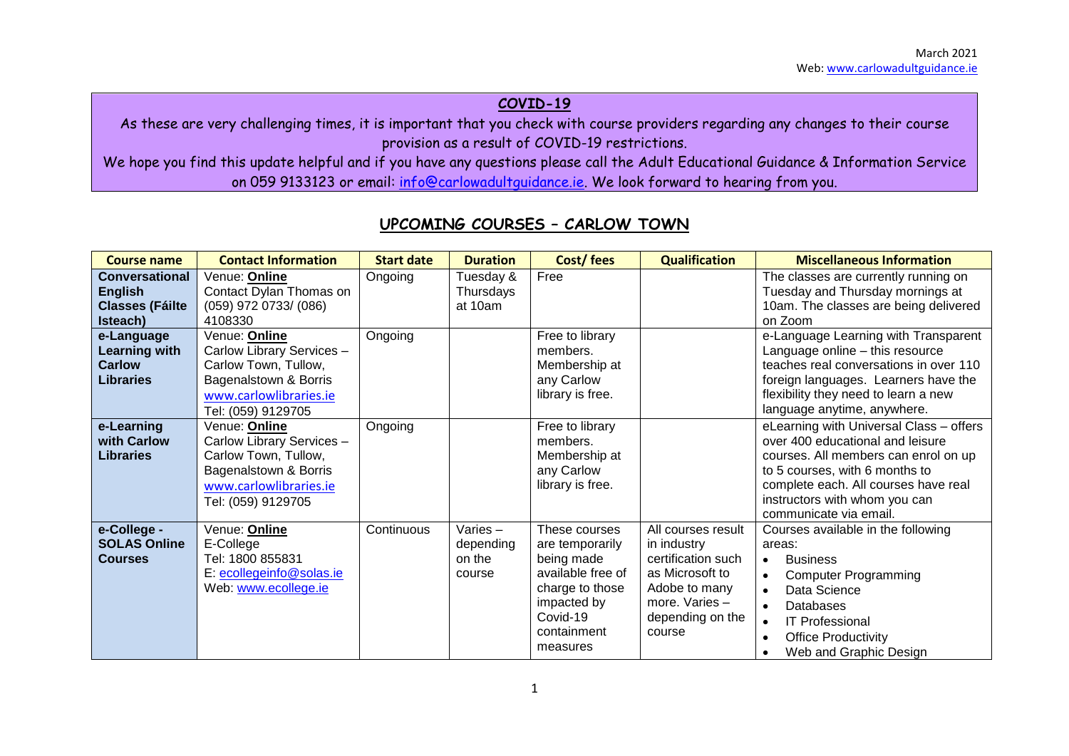March 2021
Web: www.carlowadultguidance.ie

**COVID-19**

As these are very challenging times, it is important that you check with course providers regarding any changes to their course provision as a result of COVID-19 restrictions.

We hope you find this update helpful and if you have any questions please call the Adult Educational Guidance & Information Service on 059 9133123 or email: info@carlowadultguidance.ie. We look forward to hearing from you.

## UPCOMING COURSES – CARLOW TOWN

| Course name | Contact Information | Start date | Duration | Cost/ fees | Qualification | Miscellaneous Information |
|---|---|---|---|---|---|---|
| **Conversational English Classes (Fáilte Isteach)** | Venue: **Online**<br>Contact Dylan Thomas on (059) 972 0733/ (086) 4108330 | Ongoing | Tuesday & Thursdays at 10am | Free | | The classes are currently running on Tuesday and Thursday mornings at 10am. The classes are being delivered on Zoom |
| **e-Language Learning with Carlow Libraries** | Venue: **Online**<br>Carlow Library Services – Carlow Town, Tullow, Bagenalstown & Borris<br>www.carlowlibraries.ie<br>Tel: (059) 9129705 | Ongoing | | Free to library members. Membership at any Carlow library is free. | | e-Language Learning with Transparent Language online – this resource teaches real conversations in over 110 foreign languages. Learners have the flexibility they need to learn a new language anytime, anywhere. |
| **e-Learning with Carlow Libraries** | Venue: **Online**<br>Carlow Library Services – Carlow Town, Tullow, Bagenalstown & Borris<br>www.carlowlibraries.ie<br>Tel: (059) 9129705 | Ongoing | | Free to library members. Membership at any Carlow library is free. | | eLearning with Universal Class – offers over 400 educational and leisure courses. All members can enrol on up to 5 courses, with 6 months to complete each. All courses have real instructors with whom you can communicate via email. |
| **e-College - SOLAS Online Courses** | Venue: **Online**<br>E-College<br>Tel: 1800 855831<br>E: ecollegeinfo@solas.ie<br>Web: www.ecollege.ie | Continuous | Varies – depending on the course | These courses are temporarily being made available free of charge to those impacted by Covid-19 containment measures | All courses result in industry certification such as Microsoft to Adobe to many more. Varies – depending on the course | Courses available in the following areas:<br>• Business<br>• Computer Programming<br>• Data Science<br>• Databases<br>• IT Professional<br>• Office Productivity<br>• Web and Graphic Design |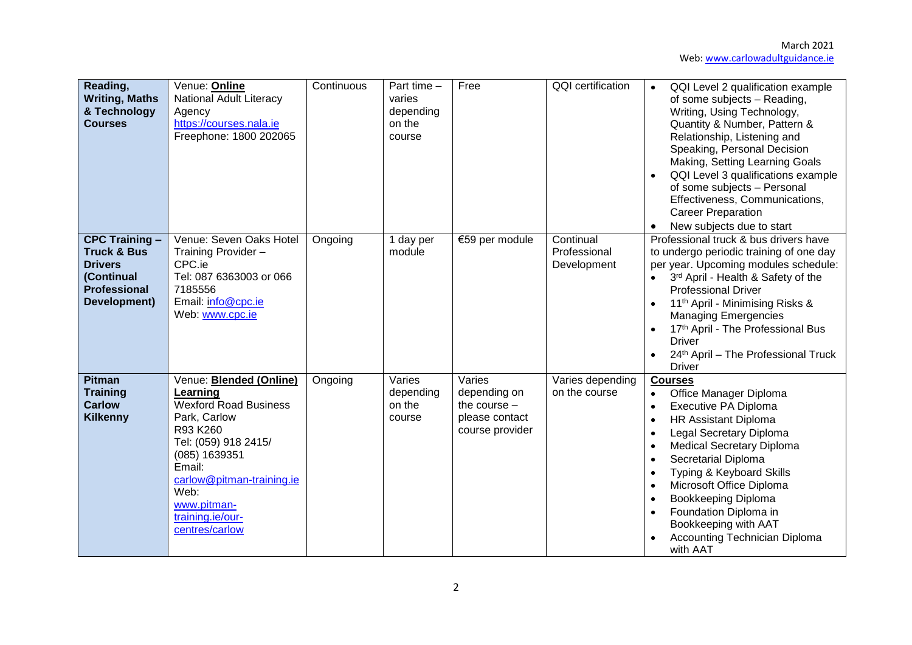| **Reading, Writing, Maths & Technology Courses** | Venue: **Online**<br>National Adult Literacy Agency<br>https://courses.nala.ie<br>Freephone: 1800 202065 | Continuous | Part time – varies depending on the course | Free | QQI certification | • QQI Level 2 qualification example of some subjects – Reading, Writing, Using Technology, Quantity & Number, Pattern & Relationship, Listening and Speaking, Personal Decision Making, Setting Learning Goals<br>• QQI Level 3 qualifications example of some subjects – Personal Effectiveness, Communications, Career Preparation<br>• New subjects due to start |
|---|---|---|---|---|---|---|
| **CPC Training – Truck & Bus Drivers (Continual Professional Development)** | Venue: Seven Oaks Hotel<br>Training Provider – CPC.ie<br>Tel: 087 6363003 or 066 7185556<br>Email: info@cpc.ie<br>Web: www.cpc.ie | Ongoing | 1 day per module | €59 per module | Continual Professional Development | Professional truck & bus drivers have to undergo periodic training of one day per year. Upcoming modules schedule:<br>• 3rd April - Health & Safety of the Professional Driver<br>• 11th April - Minimising Risks & Managing Emergencies<br>• 17th April - The Professional Bus Driver<br>• 24th April – The Professional Truck Driver |
| **Pitman Training Carlow Kilkenny** | Venue: **Blended (Online) Learning**<br>Wexford Road Business Park, Carlow<br>R93 K260<br>Tel: (059) 918 2415/ (085) 1639351<br>Email: carlow@pitman-training.ie<br>Web: www.pitman-training.ie/our-centres/carlow | Ongoing | Varies depending on the course | Varies depending on the course – please contact course provider | Varies depending on the course | **Courses**<br>• Office Manager Diploma<br>• Executive PA Diploma<br>• HR Assistant Diploma<br>• Legal Secretary Diploma<br>• Medical Secretary Diploma<br>• Secretarial Diploma<br>• Typing & Keyboard Skills<br>• Microsoft Office Diploma<br>• Bookkeeping Diploma<br>• Foundation Diploma in Bookkeeping with AAT<br>• Accounting Technician Diploma with AAT |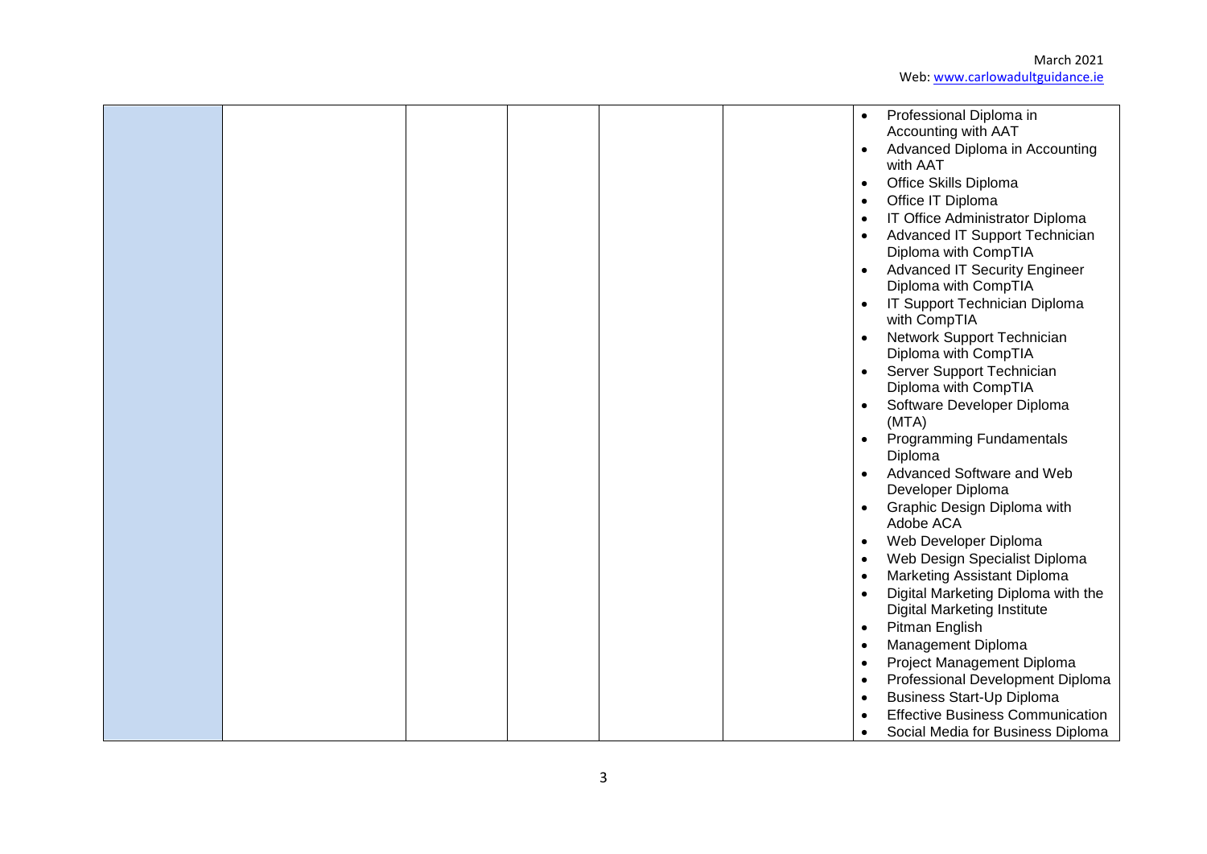| | | | | | | |
|---|---|---|---|---|---|---|
| | | | | | | • Professional Diploma in Accounting with AAT<br>• Advanced Diploma in Accounting with AAT<br>• Office Skills Diploma<br>• Office IT Diploma<br>• IT Office Administrator Diploma<br>• Advanced IT Support Technician Diploma with CompTIA<br>• Advanced IT Security Engineer Diploma with CompTIA<br>• IT Support Technician Diploma with CompTIA<br>• Network Support Technician Diploma with CompTIA<br>• Server Support Technician Diploma with CompTIA<br>• Software Developer Diploma (MTA)<br>• Programming Fundamentals Diploma<br>• Advanced Software and Web Developer Diploma<br>• Graphic Design Diploma with Adobe ACA<br>• Web Developer Diploma<br>• Web Design Specialist Diploma<br>• Marketing Assistant Diploma<br>• Digital Marketing Diploma with the Digital Marketing Institute<br>• Pitman English<br>• Management Diploma<br>• Project Management Diploma<br>• Professional Development Diploma<br>• Business Start-Up Diploma<br>• Effective Business Communication<br>• Social Media for Business Diploma |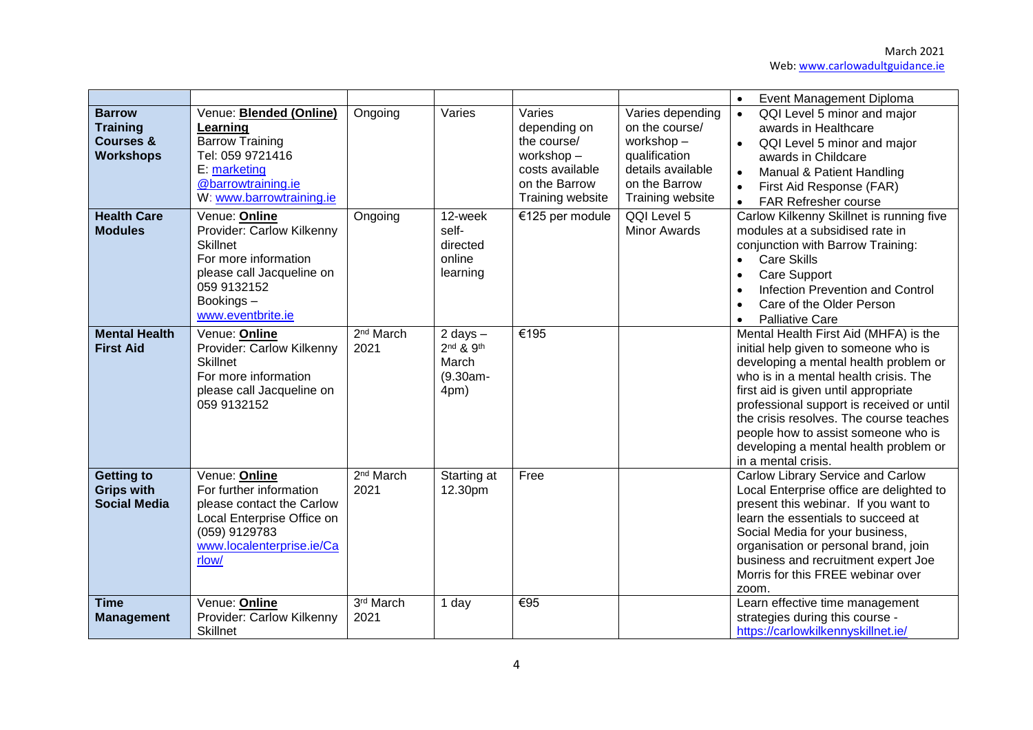|  |  |  |  |  |  | • Event Management Diploma |
|---|---|---|---|---|---|---|
| **Barrow Training Courses & Workshops** | Venue: **Blended (Online) Learning**<br>Barrow Training<br>Tel: 059 9721416<br>E: marketing @barrowtraining.ie<br>W: www.barrowtraining.ie | Ongoing | Varies | Varies depending on the course/ workshop – costs available on the Barrow Training website | Varies depending on the course/ workshop – qualification details available on the Barrow Training website | • QQI Level 5 minor and major awards in Healthcare<br>• QQI Level 5 minor and major awards in Childcare<br>• Manual & Patient Handling<br>• First Aid Response (FAR)<br>• FAR Refresher course |
| **Health Care Modules** | Venue: **Online**<br>Provider: Carlow Kilkenny Skillnet<br>For more information please call Jacqueline on 059 9132152<br>Bookings – www.eventbrite.ie | Ongoing | 12-week self-directed online learning | €125 per module | QQI Level 5 Minor Awards | Carlow Kilkenny Skillnet is running five modules at a subsidised rate in conjunction with Barrow Training:<br>• Care Skills<br>• Care Support<br>• Infection Prevention and Control<br>• Care of the Older Person<br>• Palliative Care |
| **Mental Health First Aid** | Venue: **Online**<br>Provider: Carlow Kilkenny Skillnet<br>For more information please call Jacqueline on 059 9132152 | 2nd March 2021 | 2 days – 2nd & 9th March (9.30am-4pm) | €195 |  | Mental Health First Aid (MHFA) is the initial help given to someone who is developing a mental health problem or who is in a mental health crisis. The first aid is given until appropriate professional support is received or until the crisis resolves. The course teaches people how to assist someone who is developing a mental health problem or in a mental crisis. |
| **Getting to Grips with Social Media** | Venue: **Online**<br>For further information please contact the Carlow Local Enterprise Office on (059) 9129783<br>www.localenterprise.ie/Carlow/ | 2nd March 2021 | Starting at 12.30pm | Free |  | Carlow Library Service and Carlow Local Enterprise office are delighted to present this webinar. If you want to learn the essentials to succeed at Social Media for your business, organisation or personal brand, join business and recruitment expert Joe Morris for this FREE webinar over zoom. |
| **Time Management** | Venue: **Online**<br>Provider: Carlow Kilkenny Skillnet | 3rd March 2021 | 1 day | €95 |  | Learn effective time management strategies during this course - https://carlowkilkennyskillnet.ie/ |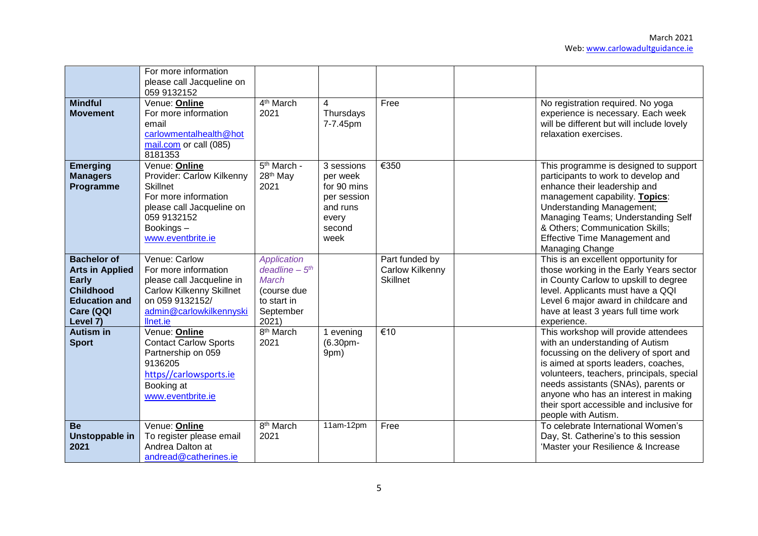| | | | | | | |
|---|---|---|---|---|---|---|
| | For more information please call Jacqueline on 059 9132152 | | | | | |
| **Mindful Movement** | Venue: **Online** For more information email carlowmentalhealth@hotmail.com or call (085) 8181353 | 4th March 2021 | 4 Thursdays 7-7.45pm | Free | | No registration required. No yoga experience is necessary. Each week will be different but will include lovely relaxation exercises. |
| **Emerging Managers Programme** | Venue: **Online** Provider: Carlow Kilkenny Skillnet For more information please call Jacqueline on 059 9132152 Bookings – www.eventbrite.ie | 5th March - 28th May 2021 | 3 sessions per week for 90 mins per session and runs every second week | €350 | | This programme is designed to support participants to work to develop and enhance their leadership and management capability. **Topics**: Understanding Management; Managing Teams; Understanding Self & Others; Communication Skills; Effective Time Management and Managing Change |
| **Bachelor of Arts in Applied Early Childhood Education and Care (QQI Level 7)** | Venue: Carlow For more information please call Jacqueline in Carlow Kilkenny Skillnet on 059 9132152/ admin@carlowkilkennyskillnet.ie | *Application deadline – 5th March* (course due to start in September 2021) | | Part funded by Carlow Kilkenny Skillnet | | This is an excellent opportunity for those working in the Early Years sector in County Carlow to upskill to degree level. Applicants must have a QQI Level 6 major award in childcare and have at least 3 years full time work experience. |
| **Autism in Sport** | Venue: **Online** Contact Carlow Sports Partnership on 059 9136205 https//carlowsports.ie Booking at www.eventbrite.ie | 8th March 2021 | 1 evening (6.30pm-9pm) | €10 | | This workshop will provide attendees with an understanding of Autism focussing on the delivery of sport and is aimed at sports leaders, coaches, volunteers, teachers, principals, special needs assistants (SNAs), parents or anyone who has an interest in making their sport accessible and inclusive for people with Autism. |
| **Be Unstoppable in 2021** | Venue: **Online** To register please email Andrea Dalton at andread@catherines.ie | 8th March 2021 | 11am-12pm | Free | | To celebrate International Women's Day, St. Catherine's to this session 'Master your Resilience & Increase |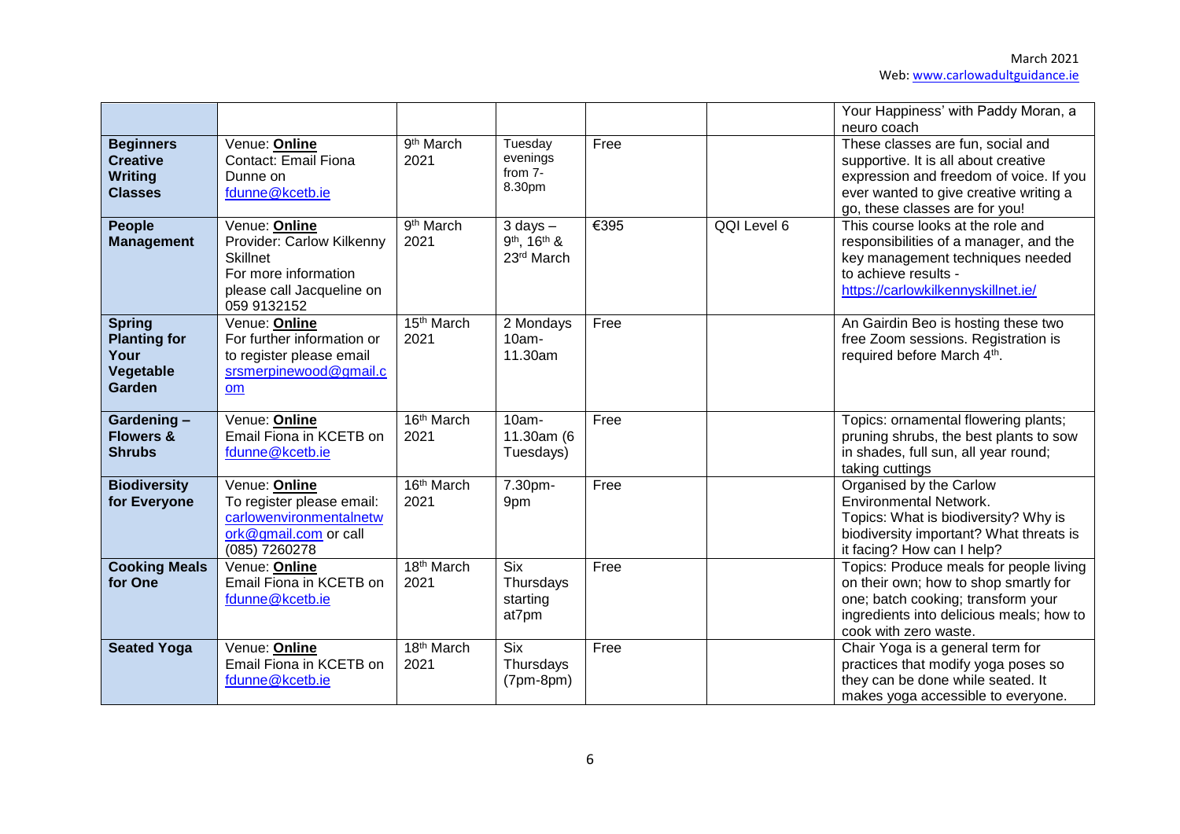| | | | | | | |
|---|---|---|---|---|---|---|
| | | | | | | Your Happiness' with Paddy Moran, a neuro coach |
| **Beginners Creative Writing Classes** | Venue: **Online** Contact: Email Fiona Dunne on fdunne@kcetb.ie | 9th March 2021 | Tuesday evenings from 7-8.30pm | Free | | These classes are fun, social and supportive. It is all about creative expression and freedom of voice. If you ever wanted to give creative writing a go, these classes are for you! |
| **People Management** | Venue: **Online** Provider: Carlow Kilkenny Skillnet For more information please call Jacqueline on 059 9132152 | 9th March 2021 | 3 days – 9th, 16th & 23rd March | €395 | QQI Level 6 | This course looks at the role and responsibilities of a manager, and the key management techniques needed to achieve results - https://carlowkilkennyskillnet.ie/ |
| **Spring Planting for Your Vegetable Garden** | Venue: **Online** For further information or to register please email srsmerpinewood@gmail.com | 15th March 2021 | 2 Mondays 10am-11.30am | Free | | An Gairdin Beo is hosting these two free Zoom sessions. Registration is required before March 4th. |
| **Gardening – Flowers & Shrubs** | Venue: **Online** Email Fiona in KCETB on fdunne@kcetb.ie | 16th March 2021 | 10am-11.30am (6 Tuesdays) | Free | | Topics: ornamental flowering plants; pruning shrubs, the best plants to sow in shades, full sun, all year round; taking cuttings |
| **Biodiversity for Everyone** | Venue: **Online** To register please email: carlowenvironmentalnetwork@gmail.com or call (085) 7260278 | 16th March 2021 | 7.30pm-9pm | Free | | Organised by the Carlow Environmental Network. Topics: What is biodiversity? Why is biodiversity important? What threats is it facing? How can I help? |
| **Cooking Meals for One** | Venue: **Online** Email Fiona in KCETB on fdunne@kcetb.ie | 18th March 2021 | Six Thursdays starting at7pm | Free | | Topics: Produce meals for people living on their own; how to shop smartly for one; batch cooking; transform your ingredients into delicious meals; how to cook with zero waste. |
| **Seated Yoga** | Venue: **Online** Email Fiona in KCETB on fdunne@kcetb.ie | 18th March 2021 | Six Thursdays (7pm-8pm) | Free | | Chair Yoga is a general term for practices that modify yoga poses so they can be done while seated. It makes yoga accessible to everyone. |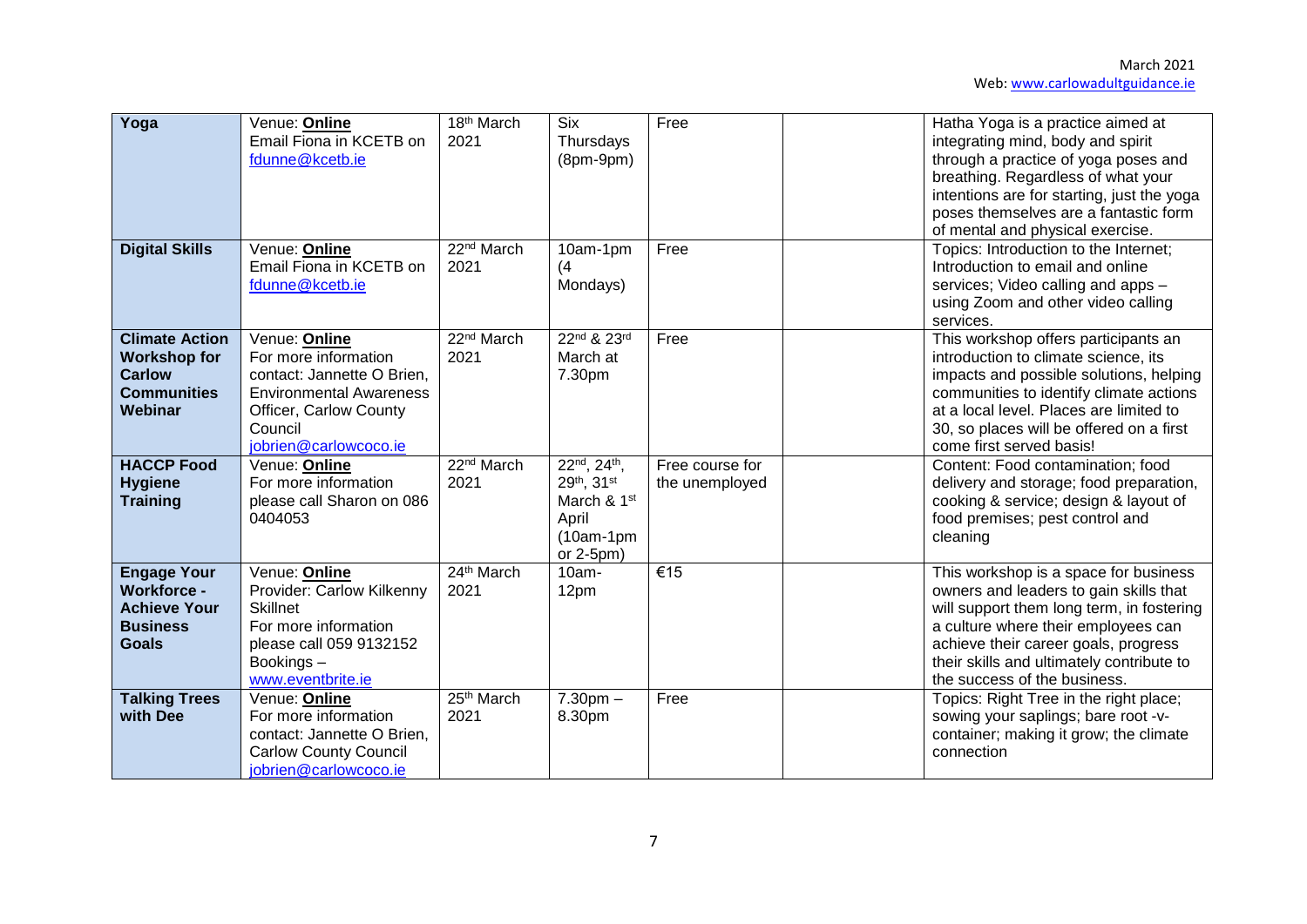| **Yoga** | Venue: **Online**<br>Email Fiona in KCETB on fdunne@kcetb.ie | 18th March 2021 | Six Thursdays (8pm-9pm) | Free | | Hatha Yoga is a practice aimed at integrating mind, body and spirit through a practice of yoga poses and breathing. Regardless of what your intentions are for starting, just the yoga poses themselves are a fantastic form of mental and physical exercise. |
|---|---|---|---|---|---|---|
| **Digital Skills** | Venue: **Online**<br>Email Fiona in KCETB on fdunne@kcetb.ie | 22nd March 2021 | 10am-1pm (4 Mondays) | Free | | Topics: Introduction to the Internet; Introduction to email and online services; Video calling and apps – using Zoom and other video calling services. |
| **Climate Action Workshop for Carlow Communities Webinar** | Venue: **Online**<br>For more information contact: Jannette O Brien, Environmental Awareness Officer, Carlow County Council jobrien@carlowcoco.ie | 22nd March 2021 | 22nd & 23rd March at 7.30pm | Free | | This workshop offers participants an introduction to climate science, its impacts and possible solutions, helping communities to identify climate actions at a local level. Places are limited to 30, so places will be offered on a first come first served basis! |
| **HACCP Food Hygiene Training** | Venue: **Online**<br>For more information please call Sharon on 086 0404053 | 22nd March 2021 | 22nd, 24th, 29th, 31st March & 1st April (10am-1pm or 2-5pm) | Free course for the unemployed | | Content: Food contamination; food delivery and storage; food preparation, cooking & service; design & layout of food premises; pest control and cleaning |
| **Engage Your Workforce - Achieve Your Business Goals** | Venue: **Online**<br>Provider: Carlow Kilkenny Skillnet<br>For more information please call 059 9132152<br>Bookings – www.eventbrite.ie | 24th March 2021 | 10am-12pm | €15 | | This workshop is a space for business owners and leaders to gain skills that will support them long term, in fostering a culture where their employees can achieve their career goals, progress their skills and ultimately contribute to the success of the business. |
| **Talking Trees with Dee** | Venue: **Online**<br>For more information contact: Jannette O Brien, Carlow County Council jobrien@carlowcoco.ie | 25th March 2021 | 7.30pm – 8.30pm | Free | | Topics: Right Tree in the right place; sowing your saplings; bare root -v- container; making it grow; the climate connection |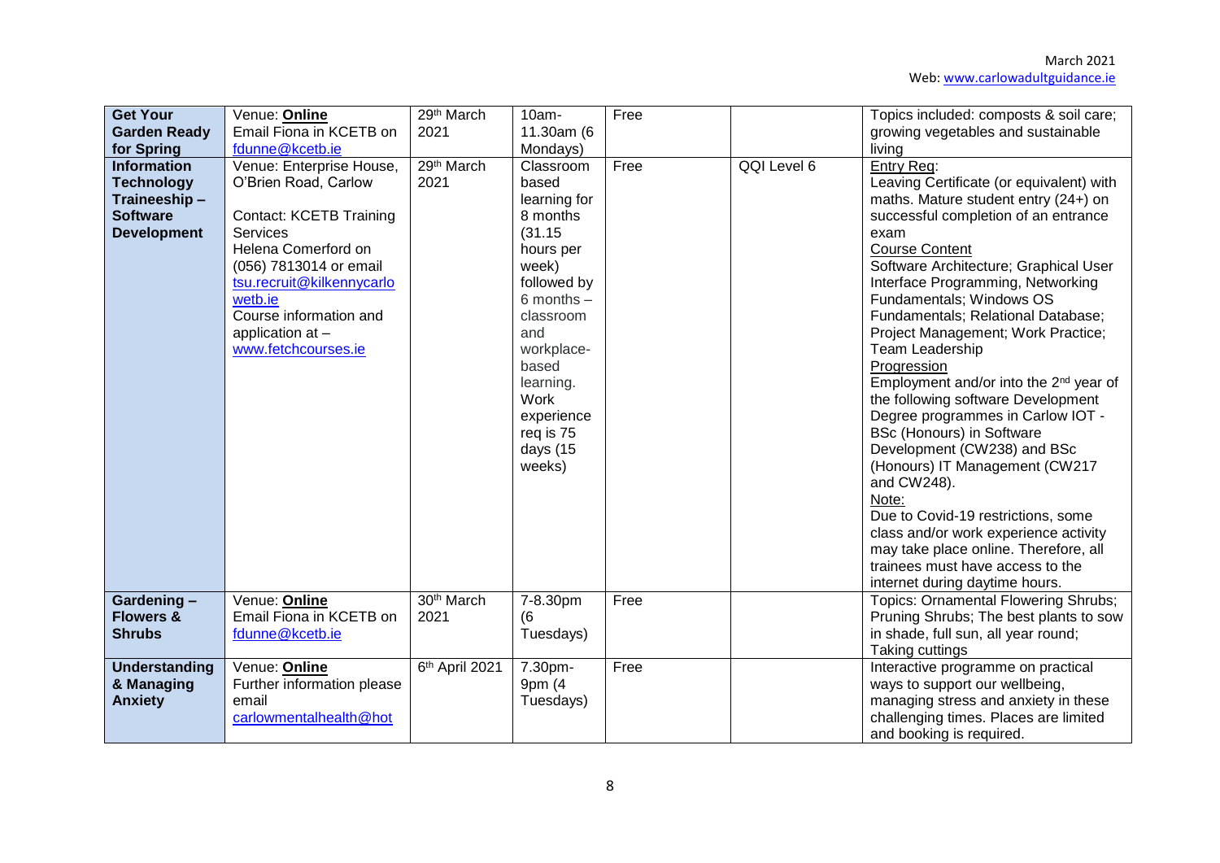| Get Your Garden Ready for Spring | Venue: **Online**<br>Email Fiona in KCETB on fdunne@kcetb.ie | 29th March 2021 | 10am-11.30am (6 Mondays) | Free | | Topics included: composts & soil care; growing vegetables and sustainable living |
|---|---|---|---|---|---|---|
| **Information Technology Traineeship – Software Development** | Venue: Enterprise House, O'Brien Road, Carlow<br><br>Contact: KCETB Training Services<br>Helena Comerford on (056) 7813014 or email tsu.recruit@kilkennycarlowetb.ie<br>Course information and application at – www.fetchcourses.ie | 29th March 2021 | Classroom based learning for 8 months (31.15 hours per week) followed by 6 months – classroom and workplace-based learning. Work experience req is 75 days (15 weeks) | Free | QQI Level 6 | Entry Req:<br>Leaving Certificate (or equivalent) with maths. Mature student entry (24+) on successful completion of an entrance exam<br>Course Content<br>Software Architecture; Graphical User Interface Programming, Networking Fundamentals; Windows OS Fundamentals; Relational Database; Project Management; Work Practice; Team Leadership<br>Progression<br>Employment and/or into the 2nd year of the following software Development Degree programmes in Carlow IOT - BSc (Honours) in Software Development (CW238) and BSc (Honours) IT Management (CW217 and CW248).<br>Note:<br>Due to Covid-19 restrictions, some class and/or work experience activity may take place online. Therefore, all trainees must have access to the internet during daytime hours. |
| **Gardening – Flowers & Shrubs** | Venue: **Online**<br>Email Fiona in KCETB on fdunne@kcetb.ie | 30th March 2021 | 7-8.30pm (6 Tuesdays) | Free | | Topics: Ornamental Flowering Shrubs; Pruning Shrubs; The best plants to sow in shade, full sun, all year round; Taking cuttings |
| **Understanding & Managing Anxiety** | Venue: **Online**<br>Further information please email carlowmentalhealth@hot | 6th April 2021 | 7.30pm-9pm (4 Tuesdays) | Free | | Interactive programme on practical ways to support our wellbeing, managing stress and anxiety in these challenging times. Places are limited and booking is required. |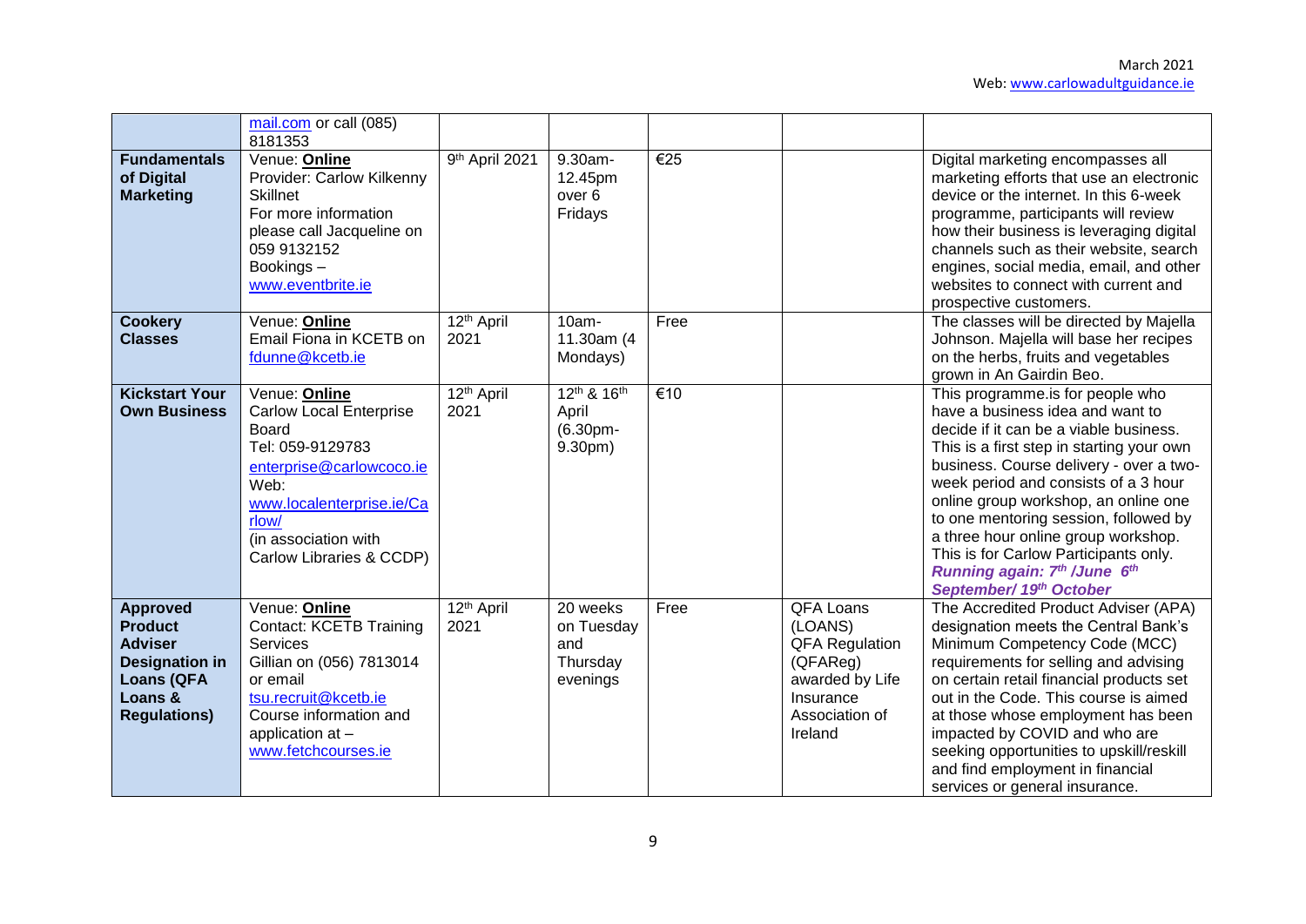| | | | | | | |
|---|---|---|---|---|---|---|
| | mail.com or call (085) 8181353 | | | | | |
| **Fundamentals of Digital Marketing** | Venue: **Online**<br>Provider: Carlow Kilkenny Skillnet<br>For more information please call Jacqueline on 059 9132152<br>Bookings – www.eventbrite.ie | 9th April 2021 | 9.30am-12.45pm over 6 Fridays | €25 | | Digital marketing encompasses all marketing efforts that use an electronic device or the internet. In this 6-week programme, participants will review how their business is leveraging digital channels such as their website, search engines, social media, email, and other websites to connect with current and prospective customers. |
| **Cookery Classes** | Venue: **Online**<br>Email Fiona in KCETB on fdunne@kcetb.ie | 12th April 2021 | 10am-11.30am (4 Mondays) | Free | | The classes will be directed by Majella Johnson. Majella will base her recipes on the herbs, fruits and vegetables grown in An Gairdin Beo. |
| **Kickstart Your Own Business** | Venue: **Online**<br>Carlow Local Enterprise Board<br>Tel: 059-9129783<br>enterprise@carlowcoco.ie<br>Web: www.localenterprise.ie/Carlow/<br>(in association with Carlow Libraries & CCDP) | 12th April 2021 | 12th & 16th April (6.30pm-9.30pm) | €10 | | This programme.is for people who have a business idea and want to decide if it can be a viable business. This is a first step in starting your own business. Course delivery - over a two-week period and consists of a 3 hour online group workshop, an online one to one mentoring session, followed by a three hour online group workshop. This is for Carlow Participants only. ***Running again: 7th /June 6th September/ 19th October*** |
| **Approved Product Adviser Designation in Loans (QFA Loans & Regulations)** | Venue: **Online**<br>Contact: KCETB Training Services<br>Gillian on (056) 7813014 or email tsu.recruit@kcetb.ie<br>Course information and application at – www.fetchcourses.ie | 12th April 2021 | 20 weeks on Tuesday and Thursday evenings | Free | QFA Loans (LOANS)<br>QFA Regulation (QFAReg) awarded by Life Insurance Association of Ireland | The Accredited Product Adviser (APA) designation meets the Central Bank's Minimum Competency Code (MCC) requirements for selling and advising on certain retail financial products set out in the Code. This course is aimed at those whose employment has been impacted by COVID and who are seeking opportunities to upskill/reskill and find employment in financial services or general insurance. |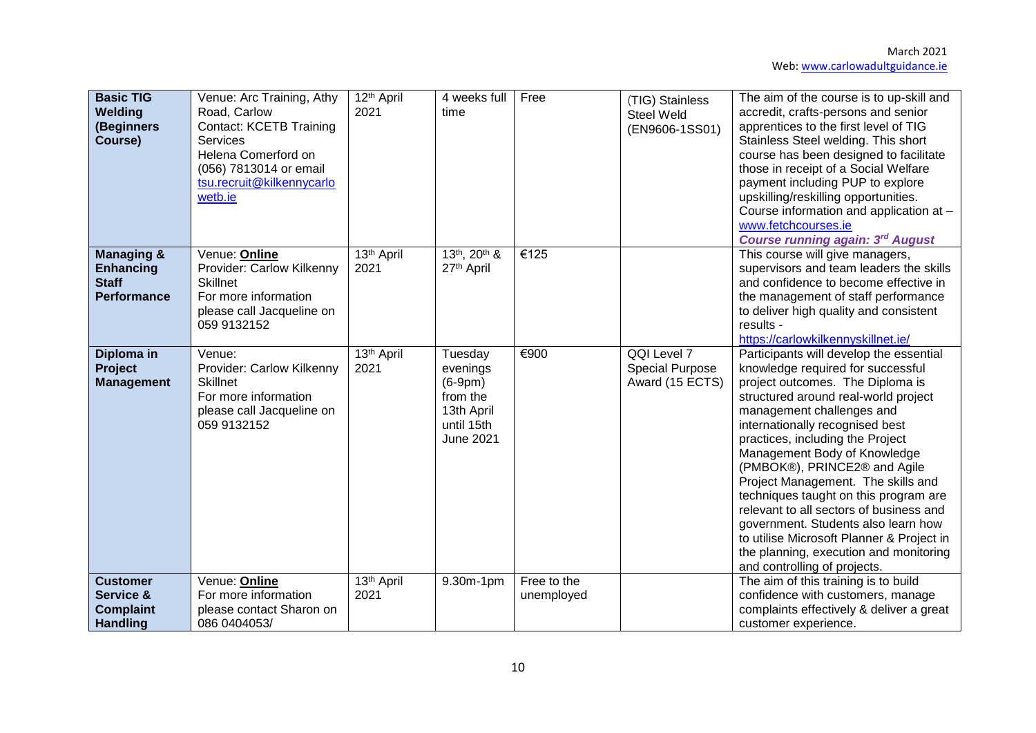| **Basic TIG Welding (Beginners Course)** | Venue: Arc Training, Athy Road, Carlow Contact: KCETB Training Services Helena Comerford on (056) 7813014 or email tsu.recruit@kilkennycarlowetb.ie | 12th April 2021 | 4 weeks full time | Free | (TIG) Stainless Steel Weld (EN9606-1SS01) | The aim of the course is to up-skill and accredit, crafts-persons and senior apprentices to the first level of TIG Stainless Steel welding. This short course has been designed to facilitate those in receipt of a Social Welfare payment including PUP to explore upskilling/reskilling opportunities. Course information and application at – www.fetchcourses.ie ***Course running again: 3rd August*** |
|---|---|---|---|---|---|---|
| **Managing & Enhancing Staff Performance** | Venue: **Online** Provider: Carlow Kilkenny Skillnet For more information please call Jacqueline on 059 9132152 | 13th April 2021 | 13th, 20th & 27th April | €125 | | This course will give managers, supervisors and team leaders the skills and confidence to become effective in the management of staff performance to deliver high quality and consistent results - https://carlowkilkennyskillnet.ie/ |
| **Diploma in Project Management** | Venue: Provider: Carlow Kilkenny Skillnet For more information please call Jacqueline on 059 9132152 | 13th April 2021 | Tuesday evenings (6-9pm) from the 13th April until 15th June 2021 | €900 | QQI Level 7 Special Purpose Award (15 ECTS) | Participants will develop the essential knowledge required for successful project outcomes. The Diploma is structured around real-world project management challenges and internationally recognised best practices, including the Project Management Body of Knowledge (PMBOK®), PRINCE2® and Agile Project Management. The skills and techniques taught on this program are relevant to all sectors of business and government. Students also learn how to utilise Microsoft Planner & Project in the planning, execution and monitoring and controlling of projects. |
| **Customer Service & Complaint Handling** | Venue: **Online** For more information please contact Sharon on 086 0404053/ | 13th April 2021 | 9.30m-1pm | Free to the unemployed | | The aim of this training is to build confidence with customers, manage complaints effectively & deliver a great customer experience. |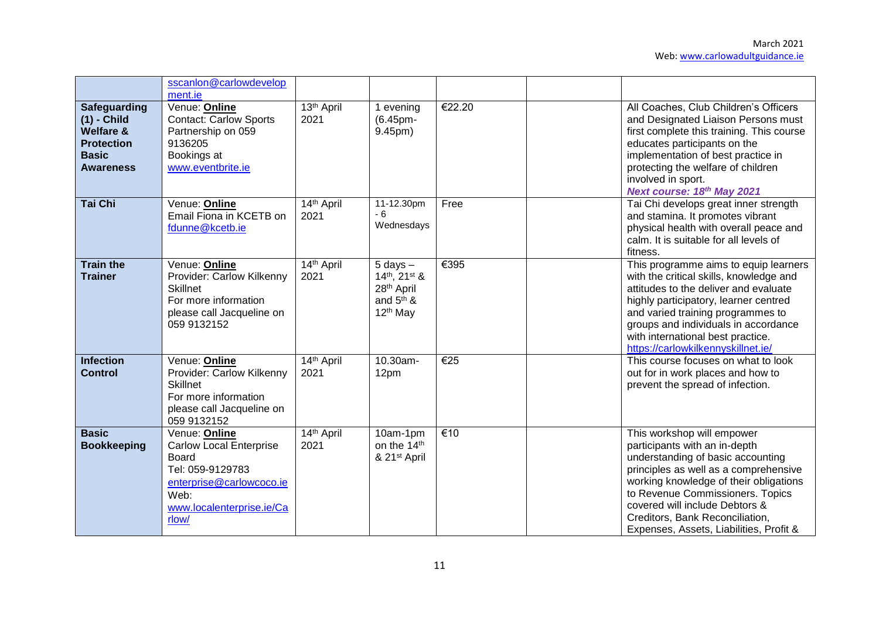| | | | | | | |
|---|---|---|---|---|---|---|
| | sscanlon@carlowdevelopment.ie | | | | | |
| **Safeguarding (1) - Child Welfare & Protection Basic Awareness** | Venue: **Online**<br>Contact: Carlow Sports Partnership on 059 9136205<br>Bookings at www.eventbrite.ie | 13th April 2021 | 1 evening (6.45pm-9.45pm) | €22.20 | | All Coaches, Club Children's Officers and Designated Liaison Persons must first complete this training. This course educates participants on the implementation of best practice in protecting the welfare of children involved in sport.<br>***Next course: 18th May 2021*** |
| **Tai Chi** | Venue: **Online**<br>Email Fiona in KCETB on fdunne@kcetb.ie | 14th April 2021 | 11-12.30pm - 6 Wednesdays | Free | | Tai Chi develops great inner strength and stamina. It promotes vibrant physical health with overall peace and calm. It is suitable for all levels of fitness. |
| **Train the Trainer** | Venue: **Online**<br>Provider: Carlow Kilkenny Skillnet<br>For more information please call Jacqueline on 059 9132152 | 14th April 2021 | 5 days – 14th, 21st & 28th April and 5th & 12th May | €395 | | This programme aims to equip learners with the critical skills, knowledge and attitudes to the deliver and evaluate highly participatory, learner centred and varied training programmes to groups and individuals in accordance with international best practice.<br>https://carlowkilkennyskillnet.ie/ |
| **Infection Control** | Venue: **Online**<br>Provider: Carlow Kilkenny Skillnet<br>For more information please call Jacqueline on 059 9132152 | 14th April 2021 | 10.30am-12pm | €25 | | This course focuses on what to look out for in work places and how to prevent the spread of infection. |
| **Basic Bookkeeping** | Venue: **Online**<br>Carlow Local Enterprise Board<br>Tel: 059-9129783<br>enterprise@carlowcoco.ie<br>Web: www.localenterprise.ie/Carlow/ | 14th April 2021 | 10am-1pm on the 14th & 21st April | €10 | | This workshop will empower participants with an in-depth understanding of basic accounting principles as well as a comprehensive working knowledge of their obligations to Revenue Commissioners. Topics covered will include Debtors & Creditors, Bank Reconciliation, Expenses, Assets, Liabilities, Profit & |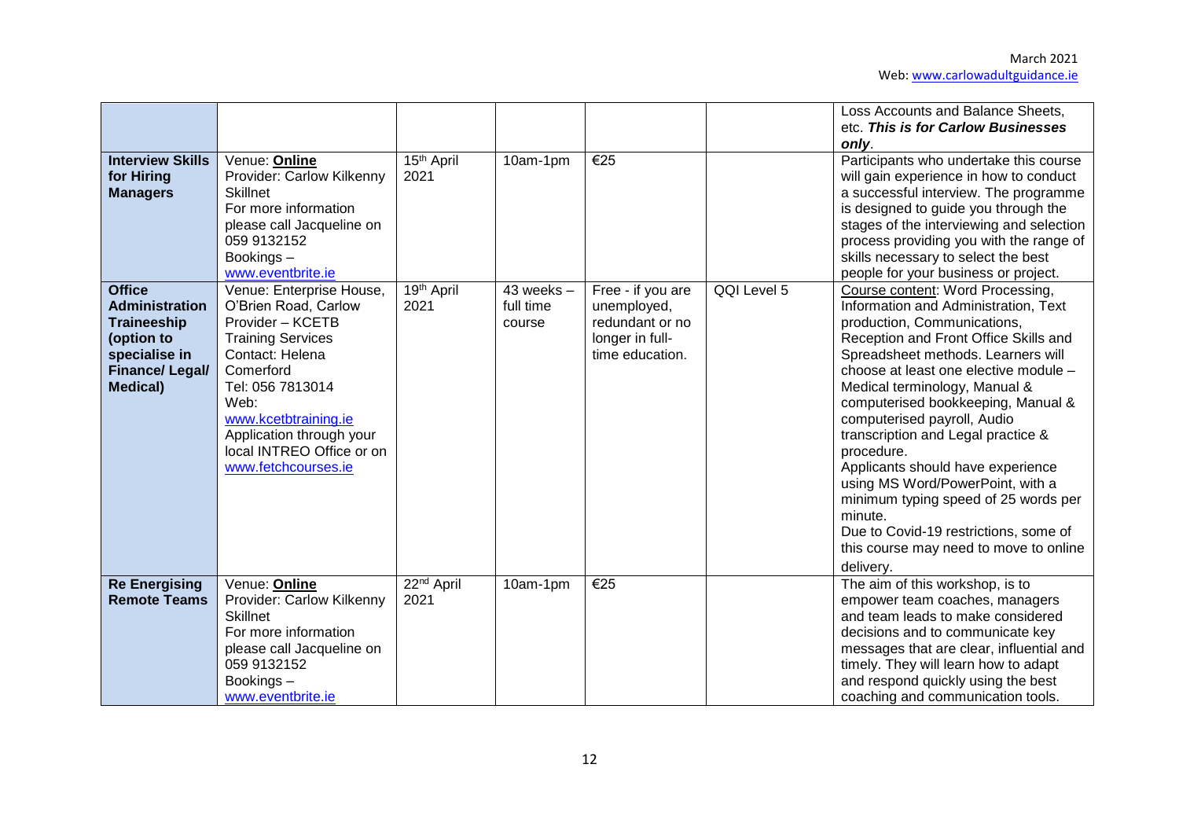| | | | | | | |
|---|---|---|---|---|---|---|
| | | | | | | Loss Accounts and Balance Sheets, etc. ***This is for Carlow Businesses only***. |
| **Interview Skills for Hiring Managers** | Venue: **Online**<br>Provider: Carlow Kilkenny Skillnet<br>For more information please call Jacqueline on 059 9132152<br>Bookings – www.eventbrite.ie | 15th April 2021 | 10am-1pm | €25 | | Participants who undertake this course will gain experience in how to conduct a successful interview. The programme is designed to guide you through the stages of the interviewing and selection process providing you with the range of skills necessary to select the best people for your business or project. |
| **Office Administration Traineeship (option to specialise in Finance/ Legal/ Medical)** | Venue: Enterprise House, O'Brien Road, Carlow<br>Provider – KCETB Training Services<br>Contact: Helena Comerford<br>Tel: 056 7813014<br>Web: www.kcetbtraining.ie<br>Application through your local INTREO Office or on www.fetchcourses.ie | 19th April 2021 | 43 weeks – full time course | Free - if you are unemployed, redundant or no longer in full-time education. | QQI Level 5 | Course content: Word Processing, Information and Administration, Text production, Communications, Reception and Front Office Skills and Spreadsheet methods. Learners will choose at least one elective module – Medical terminology, Manual & computerised bookkeeping, Manual & computerised payroll, Audio transcription and Legal practice & procedure.<br>Applicants should have experience using MS Word/PowerPoint, with a minimum typing speed of 25 words per minute.<br>Due to Covid-19 restrictions, some of this course may need to move to online delivery. |
| **Re Energising Remote Teams** | Venue: **Online**<br>Provider: Carlow Kilkenny Skillnet<br>For more information please call Jacqueline on 059 9132152<br>Bookings – www.eventbrite.ie | 22nd April 2021 | 10am-1pm | €25 | | The aim of this workshop, is to empower team coaches, managers and team leads to make considered decisions and to communicate key messages that are clear, influential and timely. They will learn how to adapt and respond quickly using the best coaching and communication tools. |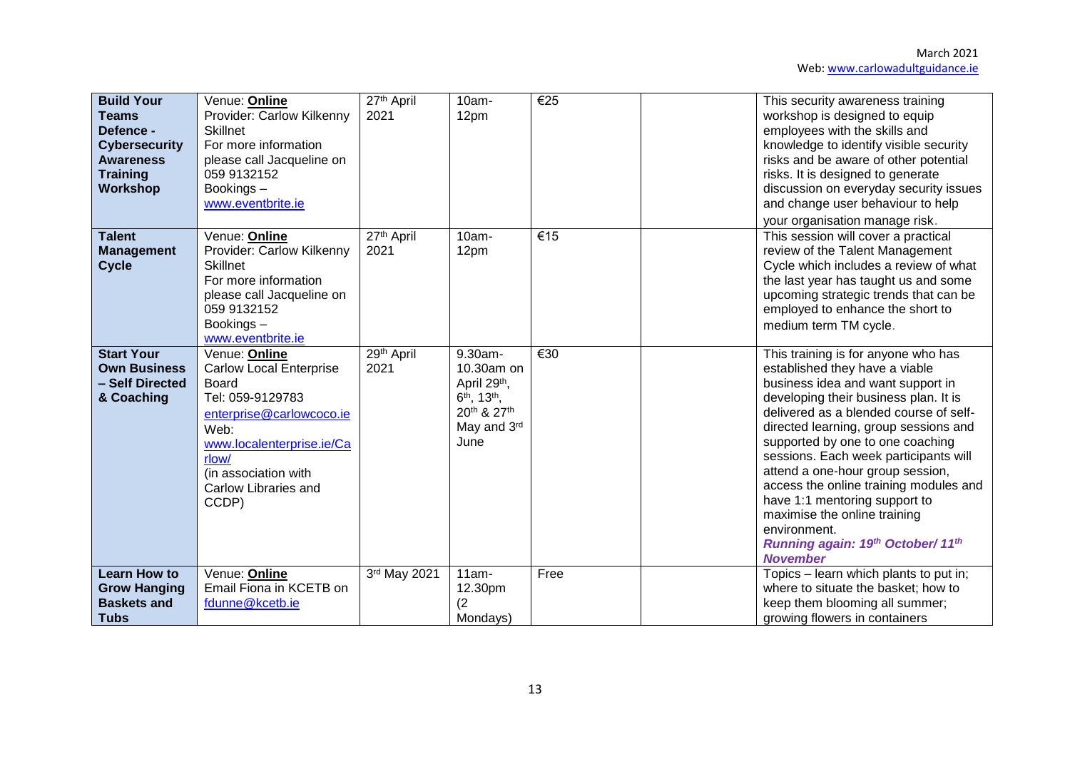| **Build Your Teams Defence - Cybersecurity Awareness Training Workshop** | Venue: **Online**<br>Provider: Carlow Kilkenny Skillnet<br>For more information please call Jacqueline on 059 9132152<br>Bookings – www.eventbrite.ie | 27th April 2021 | 10am-12pm | €25 | | This security awareness training workshop is designed to equip employees with the skills and knowledge to identify visible security risks and be aware of other potential risks. It is designed to generate discussion on everyday security issues and change user behaviour to help your organisation manage risk. |
|---|---|---|---|---|---|---|
| **Talent Management Cycle** | Venue: **Online**<br>Provider: Carlow Kilkenny Skillnet<br>For more information please call Jacqueline on 059 9132152<br>Bookings – www.eventbrite.ie | 27th April 2021 | 10am-12pm | €15 | | This session will cover a practical review of the Talent Management Cycle which includes a review of what the last year has taught us and some upcoming strategic trends that can be employed to enhance the short to medium term TM cycle. |
| **Start Your Own Business – Self Directed & Coaching** | Venue: **Online**<br>Carlow Local Enterprise Board<br>Tel: 059-9129783<br>enterprise@carlowcoco.ie<br>Web: www.localenterprise.ie/Carlow/<br>(in association with Carlow Libraries and CCDP) | 29th April 2021 | 9.30am-10.30am on April 29th, 6th, 13th, 20th & 27th May and 3rd June | €30 | | This training is for anyone who has established they have a viable business idea and want support in developing their business plan. It is delivered as a blended course of self-directed learning, group sessions and supported by one to one coaching sessions. Each week participants will attend a one-hour group session, access the online training modules and have 1:1 mentoring support to maximise the online training environment.<br>***Running again: 19th October/ 11th November*** |
| **Learn How to Grow Hanging Baskets and Tubs** | Venue: **Online**<br>Email Fiona in KCETB on fdunne@kcetb.ie | 3rd May 2021 | 11am-12.30pm (2 Mondays) | Free | | Topics – learn which plants to put in; where to situate the basket; how to keep them blooming all summer; growing flowers in containers |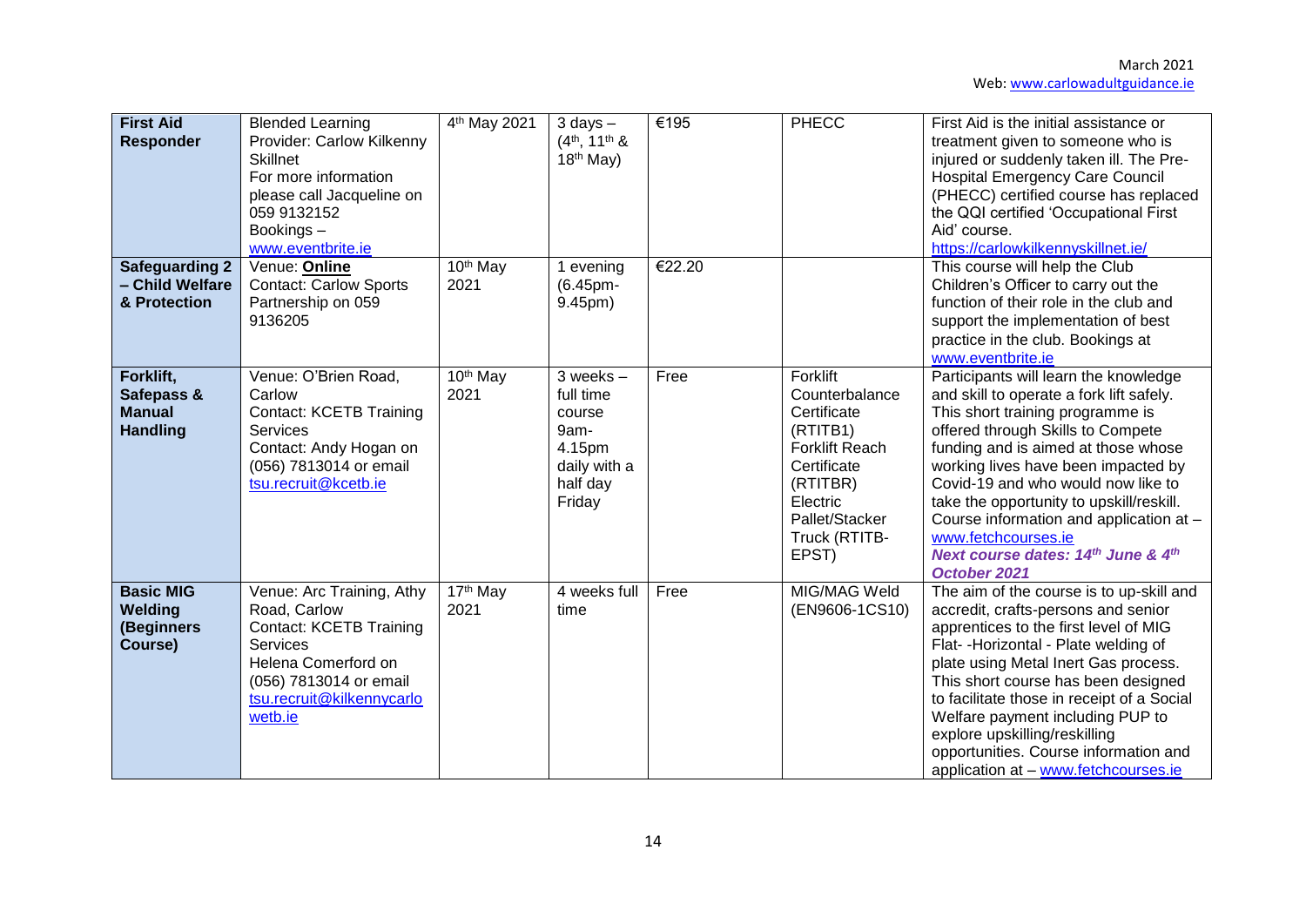| **First Aid Responder** | Blended Learning<br>Provider: Carlow Kilkenny Skillnet<br>For more information please call Jacqueline on 059 9132152<br>Bookings – www.eventbrite.ie | 4th May 2021 | 3 days – (4th, 11th & 18th May) | €195 | PHECC | First Aid is the initial assistance or treatment given to someone who is injured or suddenly taken ill. The Pre-Hospital Emergency Care Council (PHECC) certified course has replaced the QQI certified 'Occupational First Aid' course.<br>https://carlowkilkennyskillnet.ie/ |
|---|---|---|---|---|---|---|
| **Safeguarding 2 – Child Welfare & Protection** | Venue: **Online**<br>Contact: Carlow Sports Partnership on 059 9136205 | 10th May 2021 | 1 evening (6.45pm-9.45pm) | €22.20 | | This course will help the Club Children's Officer to carry out the function of their role in the club and support the implementation of best practice in the club. Bookings at www.eventbrite.ie |
| **Forklift, Safepass & Manual Handling** | Venue: O'Brien Road, Carlow<br>Contact: KCETB Training Services<br>Contact: Andy Hogan on (056) 7813014 or email tsu.recruit@kcetb.ie | 10th May 2021 | 3 weeks – full time course 9am-4.15pm daily with a half day Friday | Free | Forklift Counterbalance Certificate (RTITB1)<br>Forklift Reach Certificate (RTITBR)<br>Electric Pallet/Stacker Truck (RTITB-EPST) | Participants will learn the knowledge and skill to operate a fork lift safely. This short training programme is offered through Skills to Compete funding and is aimed at those whose working lives have been impacted by Covid-19 and who would now like to take the opportunity to upskill/reskill. Course information and application at – www.fetchcourses.ie<br>***Next course dates: 14th June & 4th October 2021*** |
| **Basic MIG Welding (Beginners Course)** | Venue: Arc Training, Athy Road, Carlow<br>Contact: KCETB Training Services<br>Helena Comerford on (056) 7813014 or email tsu.recruit@kilkennycarlowetb.ie | 17th May 2021 | 4 weeks full time | Free | MIG/MAG Weld (EN9606-1CS10) | The aim of the course is to up-skill and accredit, crafts-persons and senior apprentices to the first level of MIG Flat- -Horizontal - Plate welding of plate using Metal Inert Gas process. This short course has been designed to facilitate those in receipt of a Social Welfare payment including PUP to explore upskilling/reskilling opportunities. Course information and application at – www.fetchcourses.ie |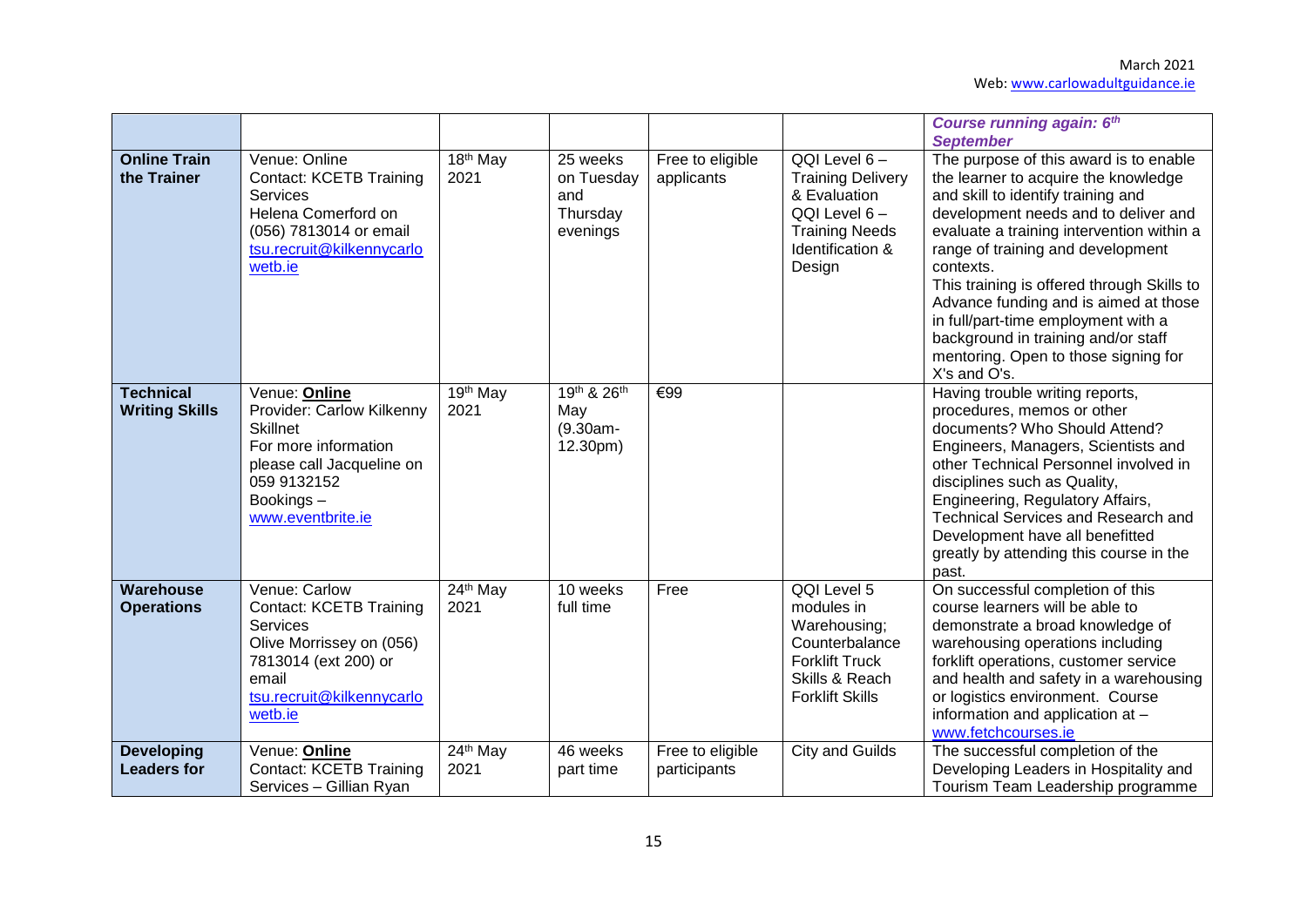| | | | | | | *Course running again: 6th September* |
|---|---|---|---|---|---|---|
| **Online Train the Trainer** | Venue: Online<br>Contact: KCETB Training Services<br>Helena Comerford on (056) 7813014 or email tsu.recruit@kilkennycarlowetb.ie | 18th May 2021 | 25 weeks on Tuesday and Thursday evenings | Free to eligible applicants | QQI Level 6 – Training Delivery & Evaluation<br>QQI Level 6 – Training Needs Identification & Design | The purpose of this award is to enable the learner to acquire the knowledge and skill to identify training and development needs and to deliver and evaluate a training intervention within a range of training and development contexts.<br>This training is offered through Skills to Advance funding and is aimed at those in full/part-time employment with a background in training and/or staff mentoring. Open to those signing for X's and O's. |
| **Technical Writing Skills** | Venue: **Online**<br>Provider: Carlow Kilkenny Skillnet<br>For more information please call Jacqueline on 059 9132152<br>Bookings – www.eventbrite.ie | 19th May 2021 | 19th & 26th May (9.30am-12.30pm) | €99 | | Having trouble writing reports, procedures, memos or other documents? Who Should Attend? Engineers, Managers, Scientists and other Technical Personnel involved in disciplines such as Quality, Engineering, Regulatory Affairs, Technical Services and Research and Development have all benefitted greatly by attending this course in the past. |
| **Warehouse Operations** | Venue: Carlow<br>Contact: KCETB Training Services<br>Olive Morrissey on (056) 7813014 (ext 200) or email tsu.recruit@kilkennycarlowetb.ie | 24th May 2021 | 10 weeks full time | Free | QQI Level 5 modules in Warehousing; Counterbalance Forklift Truck Skills & Reach Forklift Skills | On successful completion of this course learners will be able to demonstrate a broad knowledge of warehousing operations including forklift operations, customer service and health and safety in a warehousing or logistics environment. Course information and application at – www.fetchcourses.ie |
| **Developing Leaders for** | Venue: **Online**<br>Contact: KCETB Training Services – Gillian Ryan | 24th May 2021 | 46 weeks part time | Free to eligible participants | City and Guilds | The successful completion of the Developing Leaders in Hospitality and Tourism Team Leadership programme |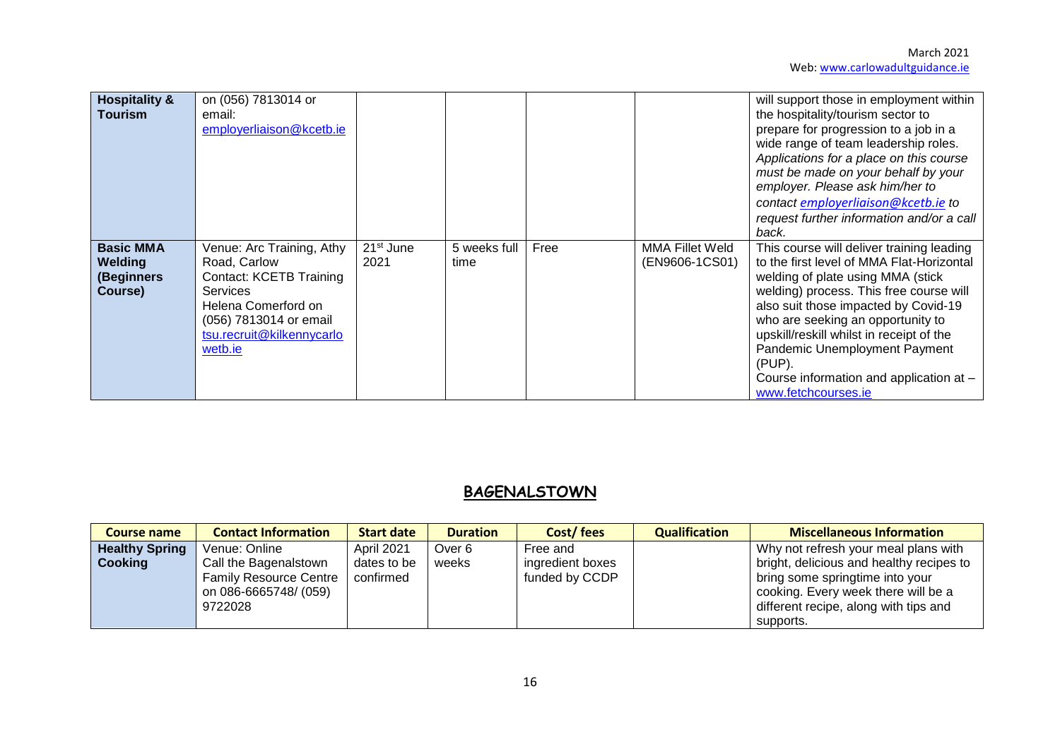| Course name | Contact Information | Start date | Duration | Cost/ fees | Qualification | Miscellaneous Information |
|---|---|---|---|---|---|---|
| **Hospitality & Tourism** | on (056) 7813014 or email: employerliaison@kcetb.ie | | | | | will support those in employment within the hospitality/tourism sector to prepare for progression to a job in a wide range of team leadership roles. *Applications for a place on this course must be made on your behalf by your employer. Please ask him/her to contact employerliaison@kcetb.ie to request further information and/or a call back.* |
| **Basic MMA Welding (Beginners Course)** | Venue: Arc Training, Athy Road, Carlow Contact: KCETB Training Services Helena Comerford on (056) 7813014 or email tsu.recruit@kilkennycarlowetb.ie | 21st June 2021 | 5 weeks full time | Free | MMA Fillet Weld (EN9606-1CS01) | This course will deliver training leading to the first level of MMA Flat-Horizontal welding of plate using MMA (stick welding) process. This free course will also suit those impacted by Covid-19 who are seeking an opportunity to upskill/reskill whilst in receipt of the Pandemic Unemployment Payment (PUP). Course information and application at – www.fetchcourses.ie |

## BAGENALSTOWN

| Course name | Contact Information | Start date | Duration | Cost/ fees | Qualification | Miscellaneous Information |
|---|---|---|---|---|---|---|
| **Healthy Spring Cooking** | Venue: Online Call the Bagenalstown Family Resource Centre on 086-6665748/ (059) 9722028 | April 2021 dates to be confirmed | Over 6 weeks | Free and ingredient boxes funded by CCDP | | Why not refresh your meal plans with bright, delicious and healthy recipes to bring some springtime into your cooking. Every week there will be a different recipe, along with tips and supports. |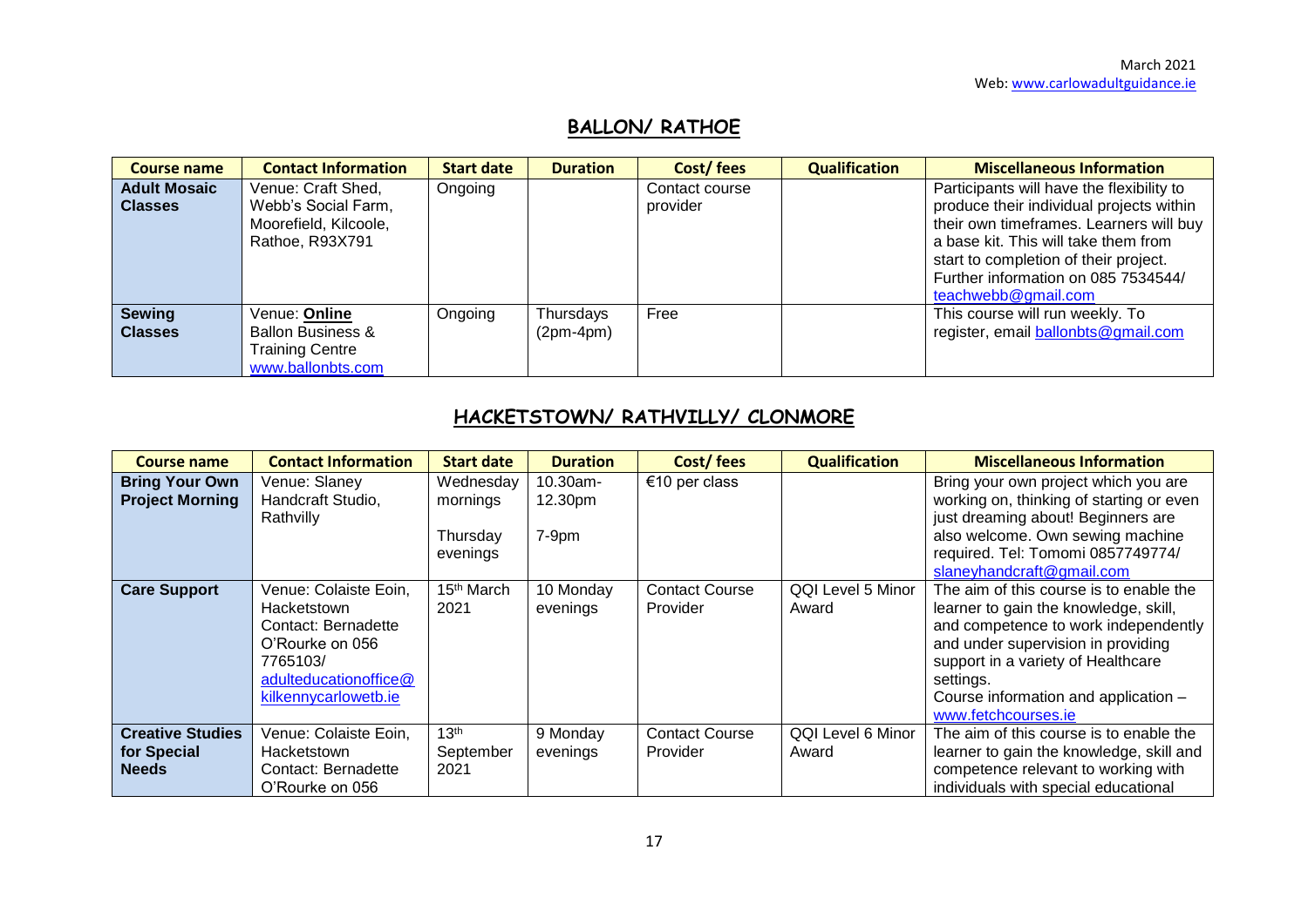## BALLON/ RATHOE

| Course name | Contact Information | Start date | Duration | Cost/ fees | Qualification | Miscellaneous Information |
|---|---|---|---|---|---|---|
| **Adult Mosaic Classes** | Venue: Craft Shed, Webb's Social Farm, Moorefield, Kilcoole, Rathoe, R93X791 | Ongoing | | Contact course provider | | Participants will have the flexibility to produce their individual projects within their own timeframes. Learners will buy a base kit. This will take them from start to completion of their project. Further information on 085 7534544/ teachwebb@gmail.com |
| **Sewing Classes** | Venue: **Online** Ballon Business & Training Centre www.ballonbts.com | Ongoing | Thursdays (2pm-4pm) | Free | | This course will run weekly. To register, email ballonbts@gmail.com |

## HACKETSTOWN/ RATHVILLY/ CLONMORE

| Course name | Contact Information | Start date | Duration | Cost/ fees | Qualification | Miscellaneous Information |
|---|---|---|---|---|---|---|
| **Bring Your Own Project Morning** | Venue: Slaney Handcraft Studio, Rathvilly | Wednesday mornings<br><br>Thursday evenings | 10.30am-12.30pm<br><br>7-9pm | €10 per class | | Bring your own project which you are working on, thinking of starting or even just dreaming about! Beginners are also welcome. Own sewing machine required. Tel: Tomomi 0857749774/ slaneyhandcraft@gmail.com |
| **Care Support** | Venue: Colaiste Eoin, Hacketstown Contact: Bernadette O'Rourke on 056 7765103/ adulteducationoffice@kilkennycarlowetb.ie | 15th March 2021 | 10 Monday evenings | Contact Course Provider | QQI Level 5 Minor Award | The aim of this course is to enable the learner to gain the knowledge, skill, and competence to work independently and under supervision in providing support in a variety of Healthcare settings. Course information and application – www.fetchcourses.ie |
| **Creative Studies for Special Needs** | Venue: Colaiste Eoin, Hacketstown Contact: Bernadette O'Rourke on 056 | 13th September 2021 | 9 Monday evenings | Contact Course Provider | QQI Level 6 Minor Award | The aim of this course is to enable the learner to gain the knowledge, skill and competence relevant to working with individuals with special educational |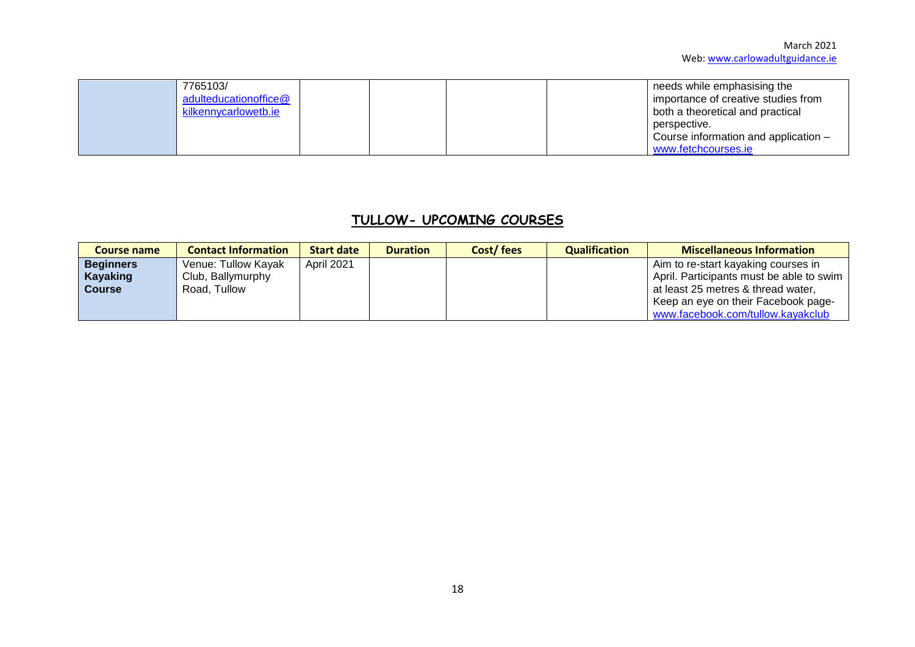| | | | | | | |
|---|---|---|---|---|---|---|
| | 7765103/ adulteducationoffice@kilkennycarlowetb.ie | | | | | needs while emphasising the importance of creative studies from both a theoretical and practical perspective. Course information and application – www.fetchcourses.ie |

## TULLOW- UPCOMING COURSES

| Course name | Contact Information | Start date | Duration | Cost/ fees | Qualification | Miscellaneous Information |
|---|---|---|---|---|---|---|
| **Beginners Kayaking Course** | Venue: Tullow Kayak Club, Ballymurphy Road, Tullow | April 2021 | | | | Aim to re-start kayaking courses in April. Participants must be able to swim at least 25 metres & thread water, Keep an eye on their Facebook page- www.facebook.com/tullow.kayakclub |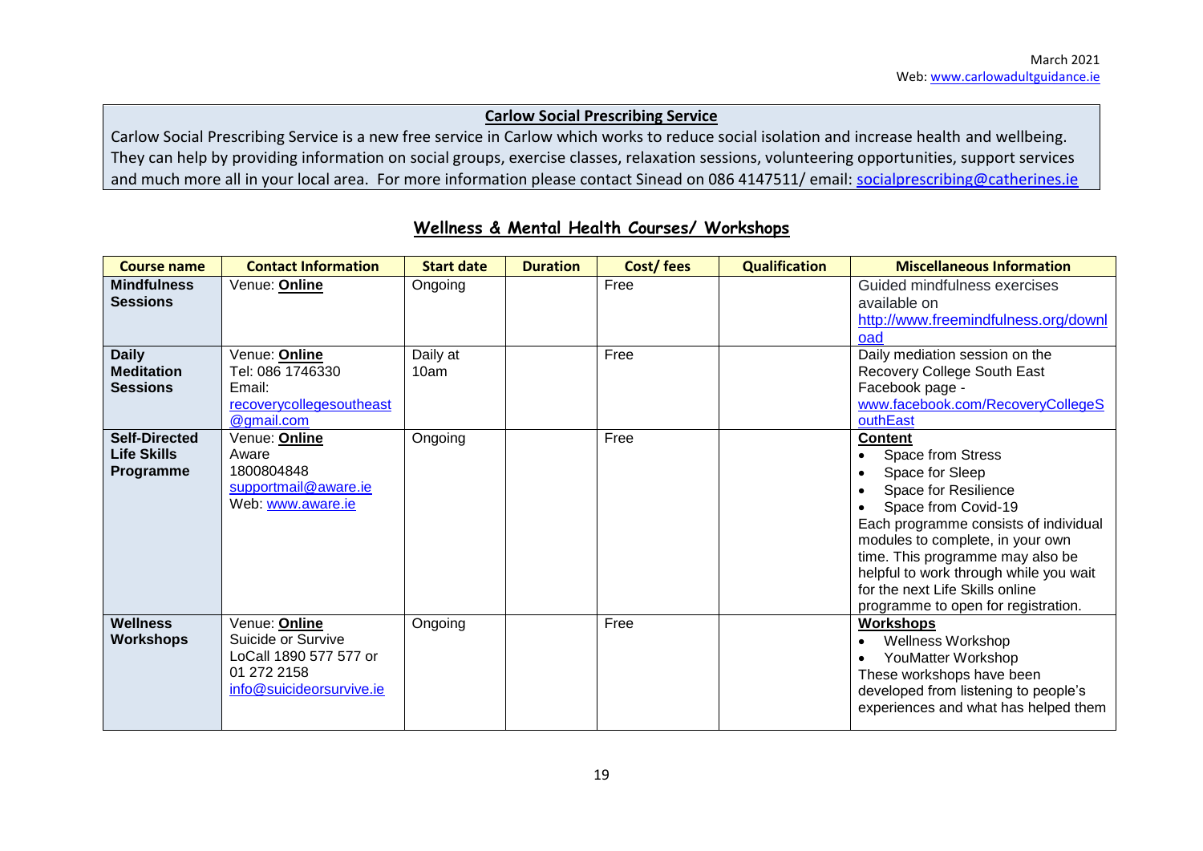**Carlow Social Prescribing Service**

Carlow Social Prescribing Service is a new free service in Carlow which works to reduce social isolation and increase health and wellbeing. They can help by providing information on social groups, exercise classes, relaxation sessions, volunteering opportunities, support services and much more all in your local area. For more information please contact Sinead on 086 4147511/ email: socialprescribing@catherines.ie

## Wellness & Mental Health Courses/ Workshops

| Course name | Contact Information | Start date | Duration | Cost/ fees | Qualification | Miscellaneous Information |
|---|---|---|---|---|---|---|
| **Mindfulness Sessions** | Venue: **Online** | Ongoing | | Free | | Guided mindfulness exercises available on http://www.freemindfulness.org/download |
| **Daily Meditation Sessions** | Venue: **Online**<br>Tel: 086 1746330<br>Email: recoverycollegesoutheast@gmail.com | Daily at 10am | | Free | | Daily mediation session on the Recovery College South East Facebook page - www.facebook.com/RecoveryCollegeSouthEast |
| **Self-Directed Life Skills Programme** | Venue: **Online**<br>Aware<br>1800804848<br>supportmail@aware.ie<br>Web: www.aware.ie | Ongoing | | Free | | **Content**<br>• Space from Stress<br>• Space for Sleep<br>• Space for Resilience<br>• Space from Covid-19<br>Each programme consists of individual modules to complete, in your own time. This programme may also be helpful to work through while you wait for the next Life Skills online programme to open for registration. |
| **Wellness Workshops** | Venue: **Online**<br>Suicide or Survive<br>LoCall 1890 577 577 or 01 272 2158<br>info@suicideorsurvive.ie | Ongoing | | Free | | **Workshops**<br>• Wellness Workshop<br>• YouMatter Workshop<br>These workshops have been developed from listening to people's experiences and what has helped them |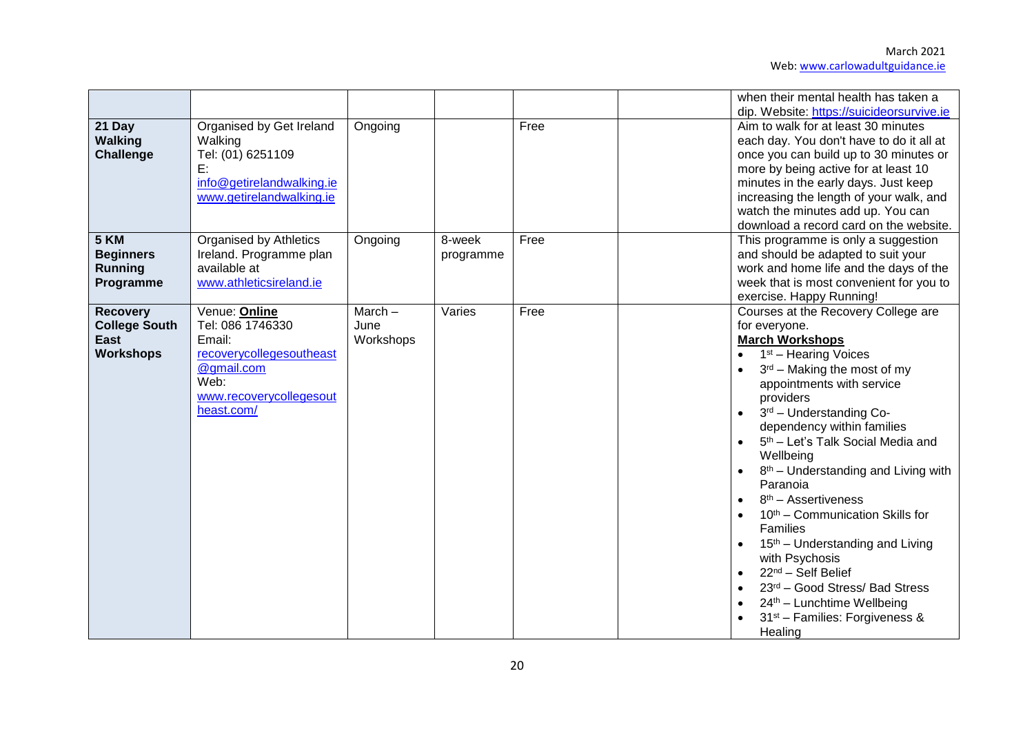| | | | | | | |
|---|---|---|---|---|---|---|
| | | | | | | when their mental health has taken a dip. Website: https://suicideorsurvive.ie |
| **21 Day Walking Challenge** | Organised by Get Ireland Walking<br>Tel: (01) 6251109<br>E: info@getirelandwalking.ie<br>www.getirelandwalking.ie | Ongoing | | Free | | Aim to walk for at least 30 minutes each day. You don't have to do it all at once you can build up to 30 minutes or more by being active for at least 10 minutes in the early days. Just keep increasing the length of your walk, and watch the minutes add up. You can download a record card on the website. |
| **5 KM Beginners Running Programme** | Organised by Athletics Ireland. Programme plan available at www.athleticsireland.ie | Ongoing | 8-week programme | Free | | This programme is only a suggestion and should be adapted to suit your work and home life and the days of the week that is most convenient for you to exercise. Happy Running! |
| **Recovery College South East Workshops** | Venue: **Online**<br>Tel: 086 1746330<br>Email: recoverycollegesoutheast@gmail.com<br>Web: www.recoverycollegesoutheast.com/ | March – June Workshops | Varies | Free | | Courses at the Recovery College are for everyone.<br>**March Workshops**<br>• 1st – Hearing Voices<br>• 3rd – Making the most of my appointments with service providers<br>• 3rd – Understanding Co-dependency within families<br>• 5th – Let's Talk Social Media and Wellbeing<br>• 8th – Understanding and Living with Paranoia<br>• 8th – Assertiveness<br>• 10th – Communication Skills for Families<br>• 15th – Understanding and Living with Psychosis<br>• 22nd – Self Belief<br>• 23rd – Good Stress/ Bad Stress<br>• 24th – Lunchtime Wellbeing<br>• 31st – Families: Forgiveness & Healing |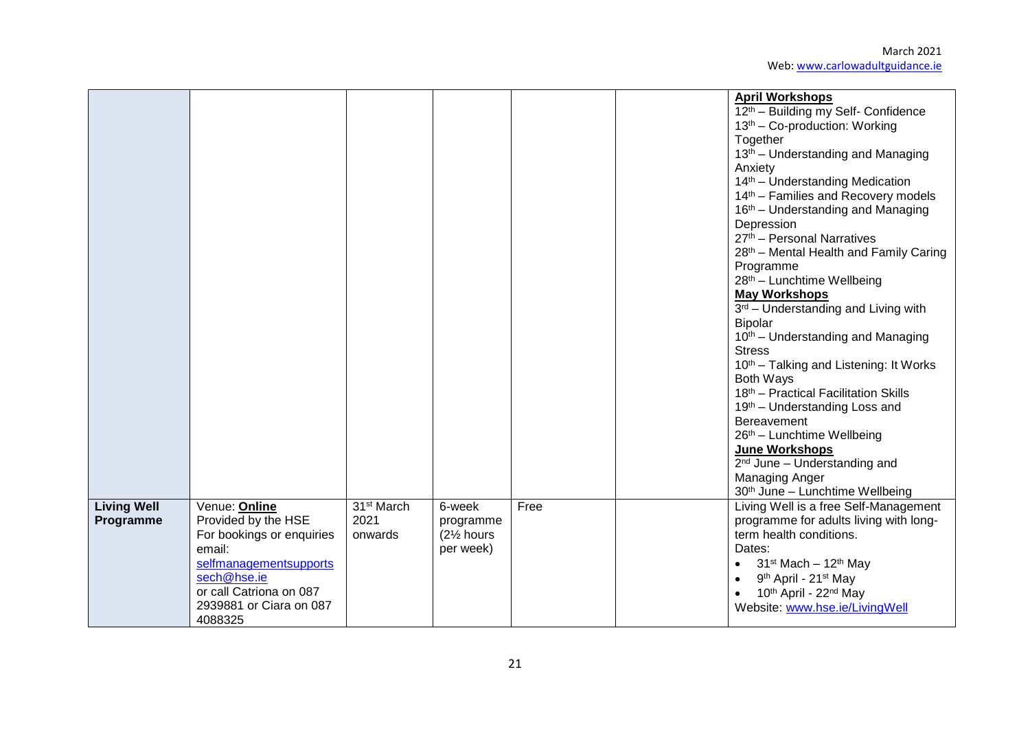| | | | | | | |
|---|---|---|---|---|---|---|
| | | | | | | **April Workshops**<br>12th – Building my Self- Confidence<br>13th – Co-production: Working Together<br>13th – Understanding and Managing Anxiety<br>14th – Understanding Medication<br>14th – Families and Recovery models<br>16th – Understanding and Managing Depression<br>27th – Personal Narratives<br>28th – Mental Health and Family Caring Programme<br>28th – Lunchtime Wellbeing<br>**May Workshops**<br>3rd – Understanding and Living with Bipolar<br>10th – Understanding and Managing Stress<br>10th – Talking and Listening: It Works Both Ways<br>18th – Practical Facilitation Skills<br>19th – Understanding Loss and Bereavement<br>26th – Lunchtime Wellbeing<br>**June Workshops**<br>2nd June – Understanding and Managing Anger<br>30th June – Lunchtime Wellbeing |
| **Living Well Programme** | Venue: **Online**<br>Provided by the HSE<br>For bookings or enquiries email:<br>selfmanagementsupportssech@hse.ie<br>or call Catriona on 087 2939881 or Ciara on 087 4088325 | 31st March 2021 onwards | 6-week programme (2½ hours per week) | Free | | Living Well is a free Self-Management programme for adults living with long-term health conditions.<br>Dates:<br>• 31st Mach – 12th May<br>• 9th April - 21st May<br>• 10th April - 22nd May<br>Website: www.hse.ie/LivingWell |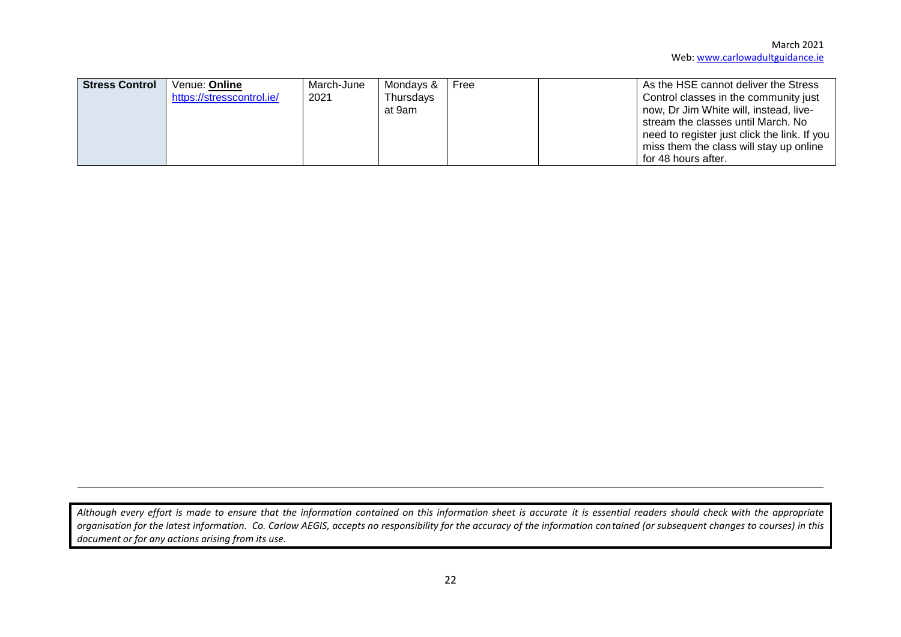| | | | | | | |
|---|---|---|---|---|---|---|
| **Stress Control** | Venue: **Online** https://stresscontrol.ie/ | March-June 2021 | Mondays & Thursdays at 9am | Free | | As the HSE cannot deliver the Stress Control classes in the community just now, Dr Jim White will, instead, live-stream the classes until March. No need to register just click the link. If you miss them the class will stay up online for 48 hours after. |

*Although every effort is made to ensure that the information contained on this information sheet is accurate it is essential readers should check with the appropriate organisation for the latest information. Co. Carlow AEGIS, accepts no responsibility for the accuracy of the information contained (or subsequent changes to courses) in this document or for any actions arising from its use.*